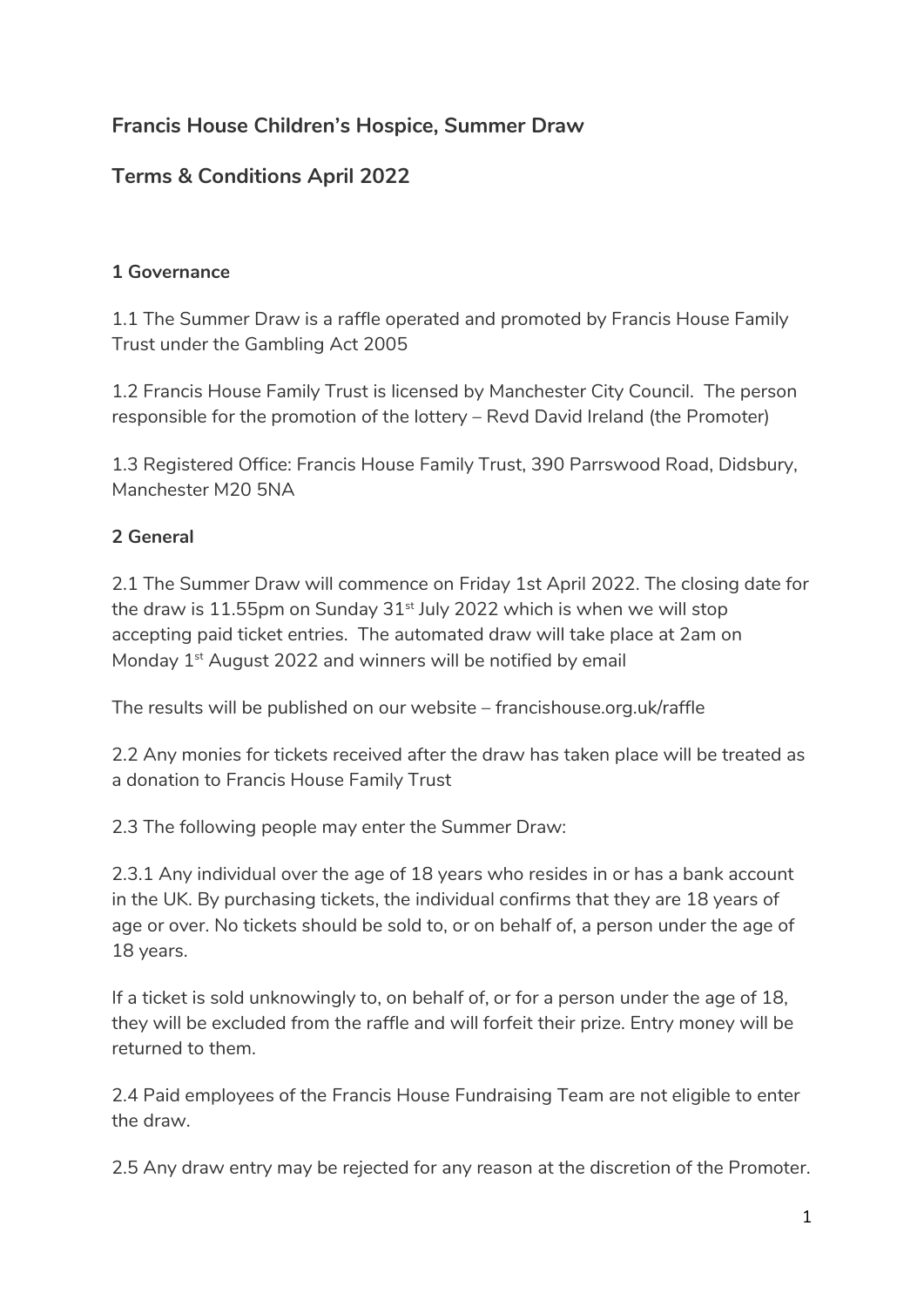# Francis House Children's Hospice, Summer Draw

## Terms & Conditions April 2022

### 1 Governance

1.1 The Summer Draw is a raffle operated and promoted by Francis House Family Trust under the Gambling Act 2005

1.2 Francis House Family Trust is licensed by Manchester City Council. The person responsible for the promotion of the lottery – Revd David Ireland (the Promoter)

1.3 Registered Office: Francis House Family Trust, 390 Parrswood Road, Didsbury, Manchester M20 5NA

### 2 General

2.1 The Summer Draw will commence on Friday 1st April 2022. The closing date for the draw is 11.55pm on Sunday 31st July 2022 which is when we will stop accepting paid ticket entries. The automated draw will take place at 2am on Monday 1st August 2022 and winners will be notified by email

The results will be published on our website – francishouse.org.uk/raffle

2.2 Any monies for tickets received after the draw has taken place will be treated as a donation to Francis House Family Trust

2.3 The following people may enter the Summer Draw:

2.3.1 Any individual over the age of 18 years who resides in or has a bank account in the UK. By purchasing tickets, the individual confirms that they are 18 years of age or over. No tickets should be sold to, or on behalf of, a person under the age of 18 years.

If a ticket is sold unknowingly to, on behalf of, or for a person under the age of 18, they will be excluded from the raffle and will forfeit their prize. Entry money will be returned to them.

2.4 Paid employees of the Francis House Fundraising Team are not eligible to enter the draw.

2.5 Any draw entry may be rejected for any reason at the discretion of the Promoter.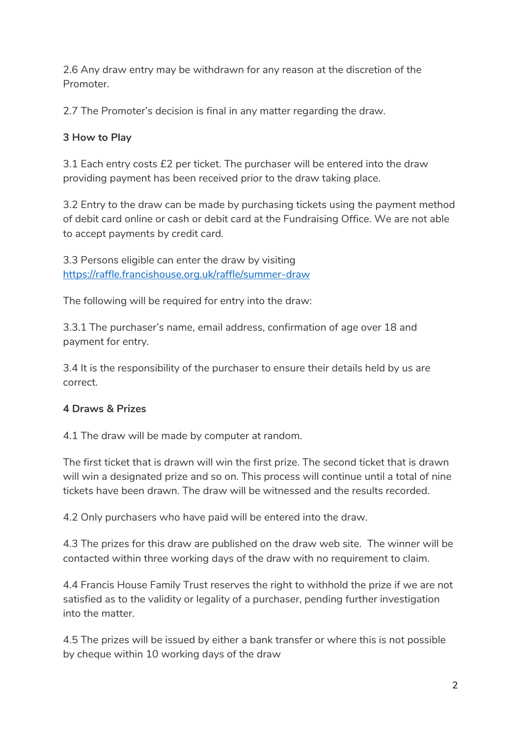2.6 Any draw entry may be withdrawn for any reason at the discretion of the Promoter.

2.7 The Promoter's decision is final in any matter regarding the draw.

**3 How to Play**

3.1 Each entry costs £2 per ticket. The purchaser will be entered into the draw providing payment has been received prior to the draw taking place.

3.2 Entry to the draw can be made by purchasing tickets using the payment method of debit card online or cash or debit card at the Fundraising Office. We are not able to accept payments by credit card.

3.3 Persons eligible can enter the draw by visiting [https://raffle.francishouse.org.uk/raffle/summer-draw](https://raffle.francishouse.org.uk/raffle/summer-draw)

The following will be required for entry into the draw:

3.3.1 The purchaser's name, email address, confirmation of age over 18 and payment for entry.

3.4 It is the responsibility of the purchaser to ensure their details held by us are correct.

**4 Draws & Prizes**

4.1 The draw will be made by computer at random.

The first ticket that is drawn will win the first prize. The second ticket that is drawn will win a designated prize and so on. This process will continue until a total of nine tickets have been drawn. The draw will be witnessed and the results recorded.

4.2 Only purchasers who have paid will be entered into the draw.

4.3 The prizes for this draw are published on the draw web site. The winner will be contacted within three working days of the draw with no requirement to claim.

4.4 Francis House Family Trust reserves the right to withhold the prize if we are not satisfied as to the validity or legality of a purchaser, pending further investigation into the matter.

4.5 The prizes will be issued by either a bank transfer or where this is not possible by cheque within 10 working days of the draw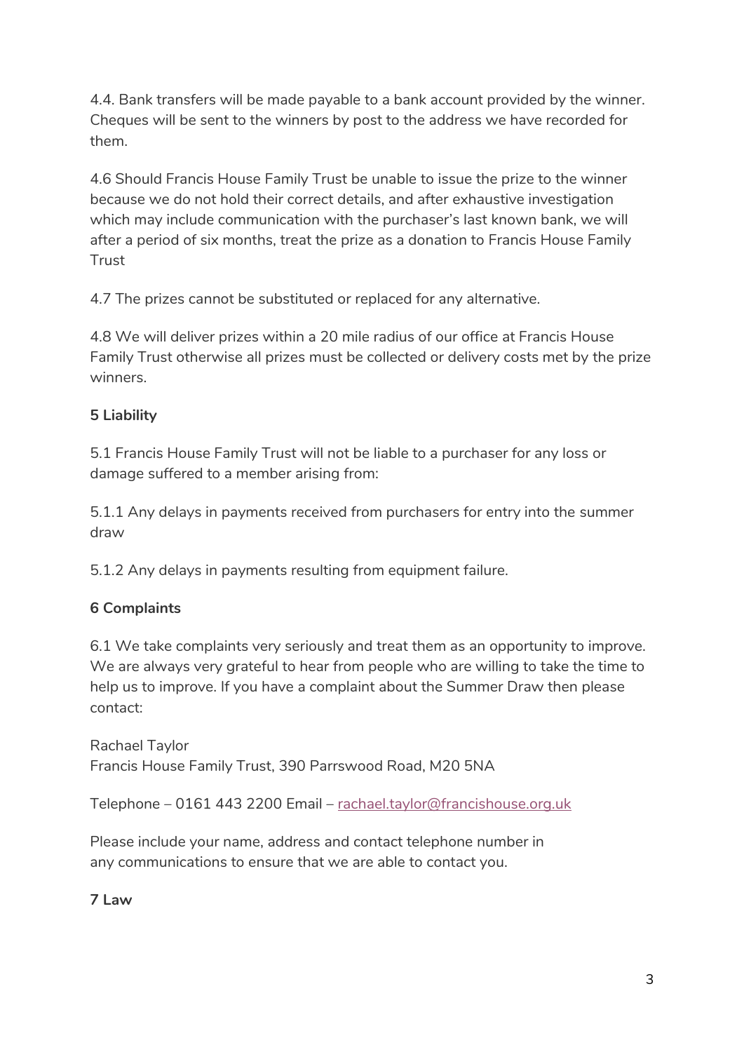4.4. Bank transfers will be made payable to a bank account provided by the winner. Cheques will be sent to the winners by post to the address we have recorded for them.

4.6 Should Francis House Family Trust be unable to issue the prize to the winner because we do not hold their correct details, and after exhaustive investigation which may include communication with the purchaser's last known bank, we will after a period of six months, treat the prize as a donation to Francis House Family Trust

4.7 The prizes cannot be substituted or replaced for any alternative.

4.8 We will deliver prizes within a 20 mile radius of our office at Francis House Family Trust otherwise all prizes must be collected or delivery costs met by the prize winners.

**5 Liability**

5.1 Francis House Family Trust will not be liable to a purchaser for any loss or damage suffered to a member arising from:

5.1.1 Any delays in payments received from purchasers for entry into the summer draw

5.1.2 Any delays in payments resulting from equipment failure.

**6 Complaints**

6.1 We take complaints very seriously and treat them as an opportunity to improve. We are always very grateful to hear from people who are willing to take the time to help us to improve. If you have a complaint about the Summer Draw then please contact:

Rachael Taylor
Francis House Family Trust, 390 Parrswood Road, M20 5NA

Telephone – 0161 443 2200 Email – rachael.taylor@francishouse.org.uk

Please include your name, address and contact telephone number in any communications to ensure that we are able to contact you.

**7 Law**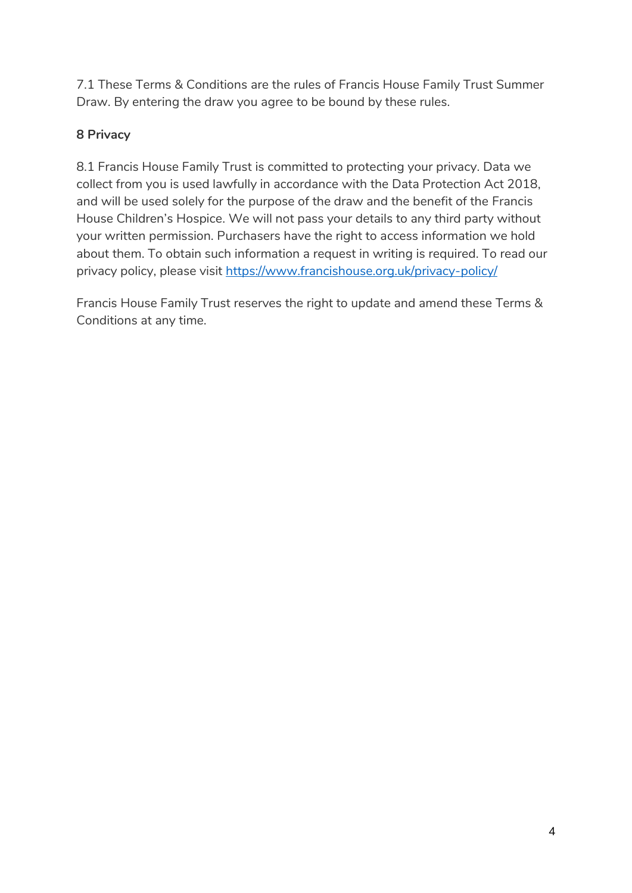7.1 These Terms & Conditions are the rules of Francis House Family Trust Summer Draw. By entering the draw you agree to be bound by these rules.

## 8 Privacy

8.1 Francis House Family Trust is committed to protecting your privacy. Data we collect from you is used lawfully in accordance with the Data Protection Act 2018, and will be used solely for the purpose of the draw and the benefit of the Francis House Children's Hospice. We will not pass your details to any third party without your written permission. Purchasers have the right to access information we hold about them. To obtain such information a request in writing is required. To read our privacy policy, please visit [https://www.francishouse.org.uk/privacy-policy/](https://www.francishouse.org.uk/privacy-policy/)

Francis House Family Trust reserves the right to update and amend these Terms & Conditions at any time.